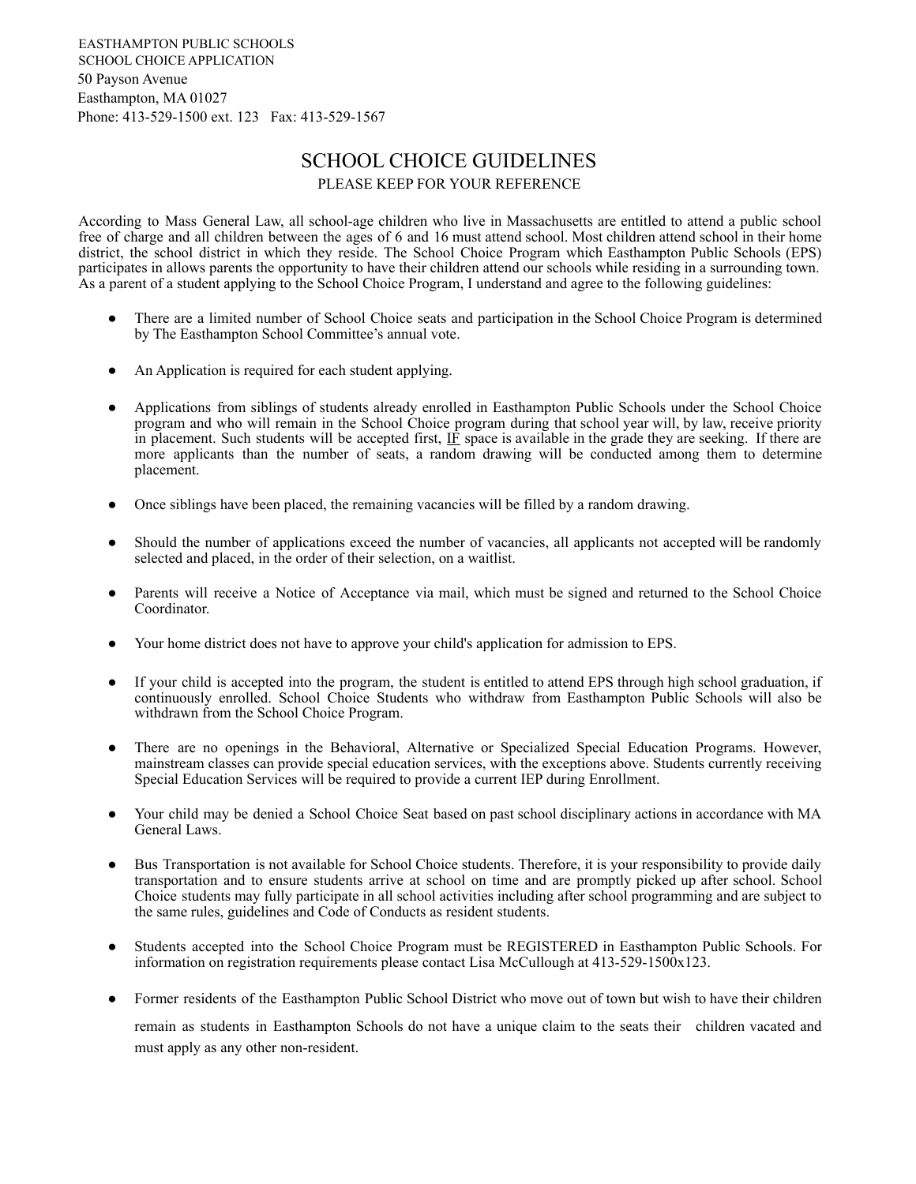EASTHAMPTON PUBLIC SCHOOLS
SCHOOL CHOICE APPLICATION
50 Payson Avenue
Easthampton, MA 01027
Phone: 413-529-1500 ext. 123 Fax: 413-529-1567

# SCHOOL CHOICE GUIDELINES

PLEASE KEEP FOR YOUR REFERENCE

According to Mass General Law, all school-age children who live in Massachusetts are entitled to attend a public school free of charge and all children between the ages of 6 and 16 must attend school. Most children attend school in their home district, the school district in which they reside. The School Choice Program which Easthampton Public Schools (EPS) participates in allows parents the opportunity to have their children attend our schools while residing in a surrounding town. As a parent of a student applying to the School Choice Program, I understand and agree to the following guidelines:

- There are a limited number of School Choice seats and participation in the School Choice Program is determined by The Easthampton School Committee's annual vote.
- An Application is required for each student applying.
- Applications from siblings of students already enrolled in Easthampton Public Schools under the School Choice program and who will remain in the School Choice program during that school year will, by law, receive priority in placement. Such students will be accepted first, <u>IF</u> space is available in the grade they are seeking. If there are more applicants than the number of seats, a random drawing will be conducted among them to determine placement.
- Once siblings have been placed, the remaining vacancies will be filled by a random drawing.
- Should the number of applications exceed the number of vacancies, all applicants not accepted will be randomly selected and placed, in the order of their selection, on a waitlist.
- Parents will receive a Notice of Acceptance via mail, which must be signed and returned to the School Choice Coordinator.
- Your home district does not have to approve your child's application for admission to EPS.
- If your child is accepted into the program, the student is entitled to attend EPS through high school graduation, if continuously enrolled. School Choice Students who withdraw from Easthampton Public Schools will also be withdrawn from the School Choice Program.
- There are no openings in the Behavioral, Alternative or Specialized Special Education Programs. However, mainstream classes can provide special education services, with the exceptions above. Students currently receiving Special Education Services will be required to provide a current IEP during Enrollment.
- Your child may be denied a School Choice Seat based on past school disciplinary actions in accordance with MA General Laws.
- Bus Transportation is not available for School Choice students. Therefore, it is your responsibility to provide daily transportation and to ensure students arrive at school on time and are promptly picked up after school. School Choice students may fully participate in all school activities including after school programming and are subject to the same rules, guidelines and Code of Conducts as resident students.
- Students accepted into the School Choice Program must be REGISTERED in Easthampton Public Schools. For information on registration requirements please contact Lisa McCullough at 413-529-1500x123.
- Former residents of the Easthampton Public School District who move out of town but wish to have their children remain as students in Easthampton Schools do not have a unique claim to the seats their children vacated and must apply as any other non-resident.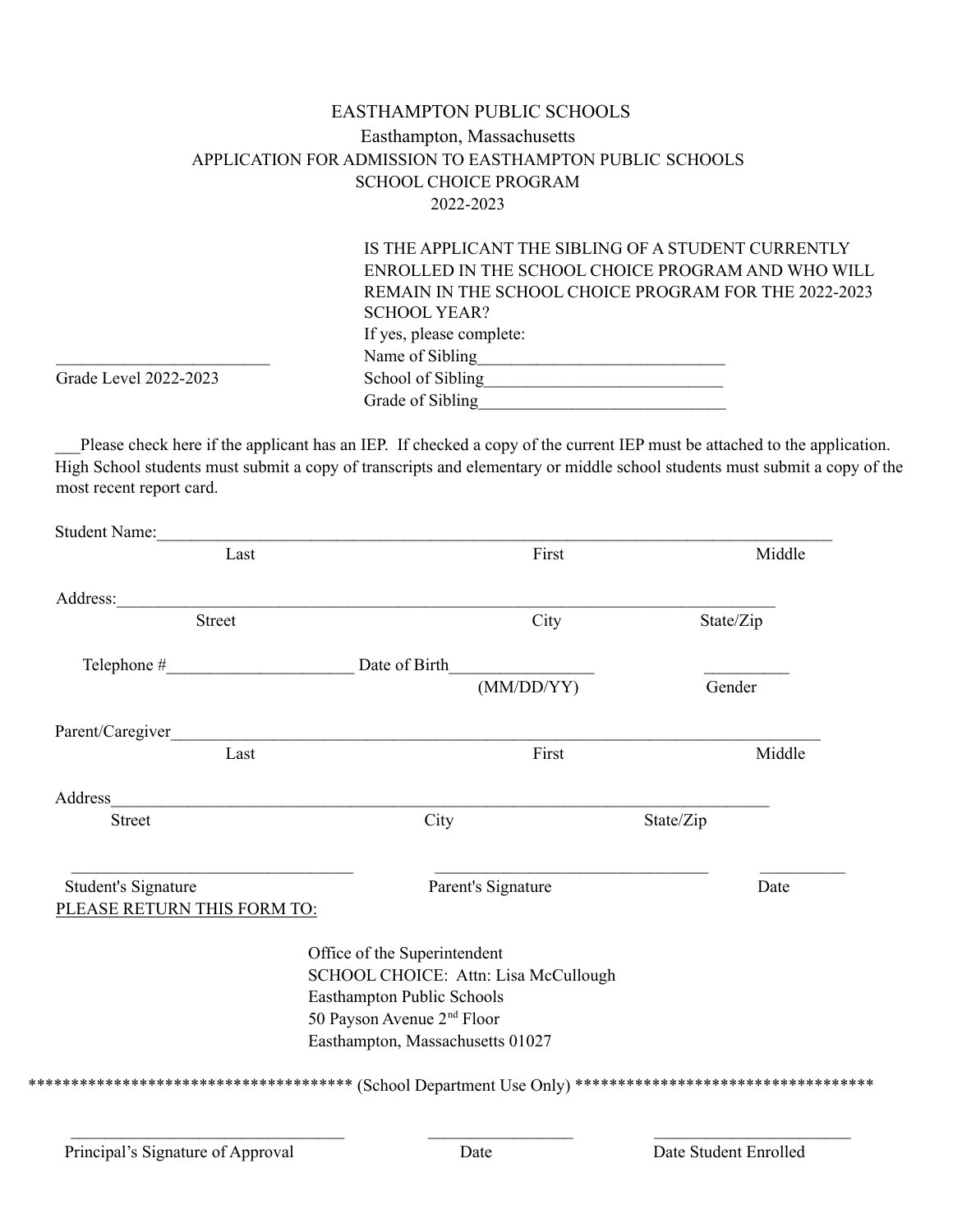EASTHAMPTON PUBLIC SCHOOLS

Easthampton, Massachusetts

APPLICATION FOR ADMISSION TO EASTHAMPTON PUBLIC SCHOOLS

SCHOOL CHOICE PROGRAM

2022-2023

IS THE APPLICANT THE SIBLING OF A STUDENT CURRENTLY ENROLLED IN THE SCHOOL CHOICE PROGRAM AND WHO WILL REMAIN IN THE SCHOOL CHOICE PROGRAM FOR THE 2022-2023 SCHOOL YEAR?

If yes, please complete:

Name of Sibling_____________________________

School of Sibling____________________________

Grade of Sibling_____________________________

_________________________

Grade Level 2022-2023

___Please check here if the applicant has an IEP. If checked a copy of the current IEP must be attached to the application. High School students must submit a copy of transcripts and elementary or middle school students must submit a copy of the most recent report card.

Student Name:_________________________________________________________________________________

Last                                   First                                   Middle

Address:______________________________________________________________________________

Street                                   City                                   State/Zip

Telephone #______________________ Date of Birth_________________ __________

(MM/DD/YY)                                   Gender

Parent/Caregiver_________________________________________________________________________

Last                                   First                                   Middle

Address_______________________________________________________________________________

Street                                   City                                   State/Zip

__________________________________ ________________________________ __________

Student's Signature                                   Parent's Signature                                   Date

PLEASE RETURN THIS FORM TO:

Office of the Superintendent

SCHOOL CHOICE: Attn: Lisa McCullough

Easthampton Public Schools

50 Payson Avenue 2nd Floor

Easthampton, Massachusetts 01027

************************************* (School Department Use Only) **********************************

_________________________________ _________________ ________________________

Principal's Signature of Approval                                   Date                                   Date Student Enrolled